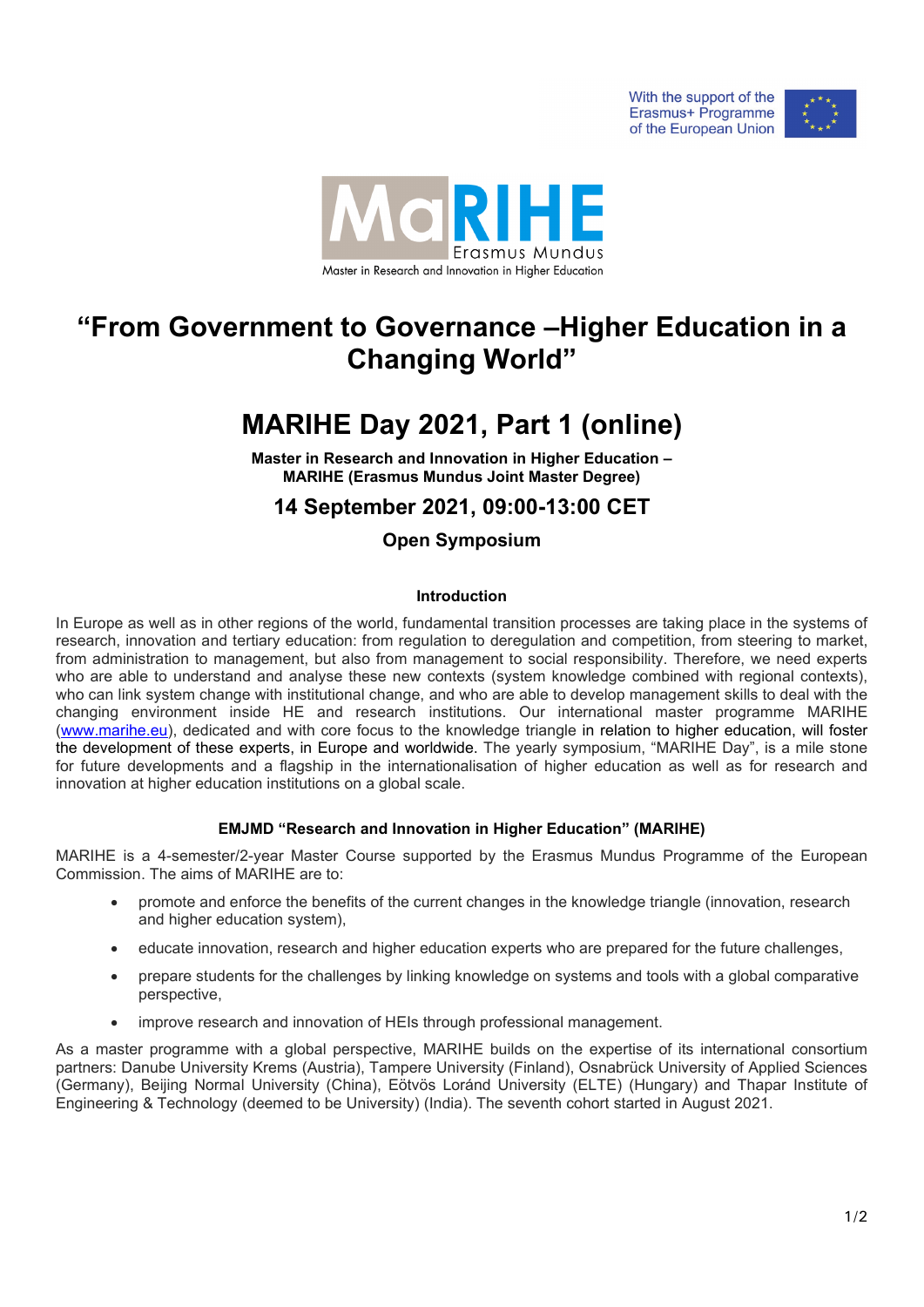With the support of the Erasmus+ Programme of the European Union

MaRIHE Erasmus Mundus

Master in Research and Innovation in Higher Education

# "From Government to Governance –Higher Education in a Changing World"

# MARIHE Day 2021, Part 1 (online)

**Master in Research and Innovation in Higher Education – MARIHE (Erasmus Mundus Joint Master Degree)**

## 14 September 2021, 09:00-13:00 CET

### Open Symposium

#### Introduction

In Europe as well as in other regions of the world, fundamental transition processes are taking place in the systems of research, innovation and tertiary education: from regulation to deregulation and competition, from steering to market, from administration to management, but also from management to social responsibility. Therefore, we need experts who are able to understand and analyse these new contexts (system knowledge combined with regional contexts), who can link system change with institutional change, and who are able to develop management skills to deal with the changing environment inside HE and research institutions. Our international master programme MARIHE (www.marihe.eu), dedicated and with core focus to the knowledge triangle in relation to higher education, will foster the development of these experts, in Europe and worldwide. The yearly symposium, "MARIHE Day", is a mile stone for future developments and a flagship in the internationalisation of higher education as well as for research and innovation at higher education institutions on a global scale.

#### EMJMD "Research and Innovation in Higher Education" (MARIHE)

MARIHE is a 4-semester/2-year Master Course supported by the Erasmus Mundus Programme of the European Commission. The aims of MARIHE are to:

- promote and enforce the benefits of the current changes in the knowledge triangle (innovation, research and higher education system),
- educate innovation, research and higher education experts who are prepared for the future challenges,
- prepare students for the challenges by linking knowledge on systems and tools with a global comparative perspective,
- improve research and innovation of HEIs through professional management.

As a master programme with a global perspective, MARIHE builds on the expertise of its international consortium partners: Danube University Krems (Austria), Tampere University (Finland), Osnabrück University of Applied Sciences (Germany), Beijing Normal University (China), Eötvös Loránd University (ELTE) (Hungary) and Thapar Institute of Engineering & Technology (deemed to be University) (India). The seventh cohort started in August 2021.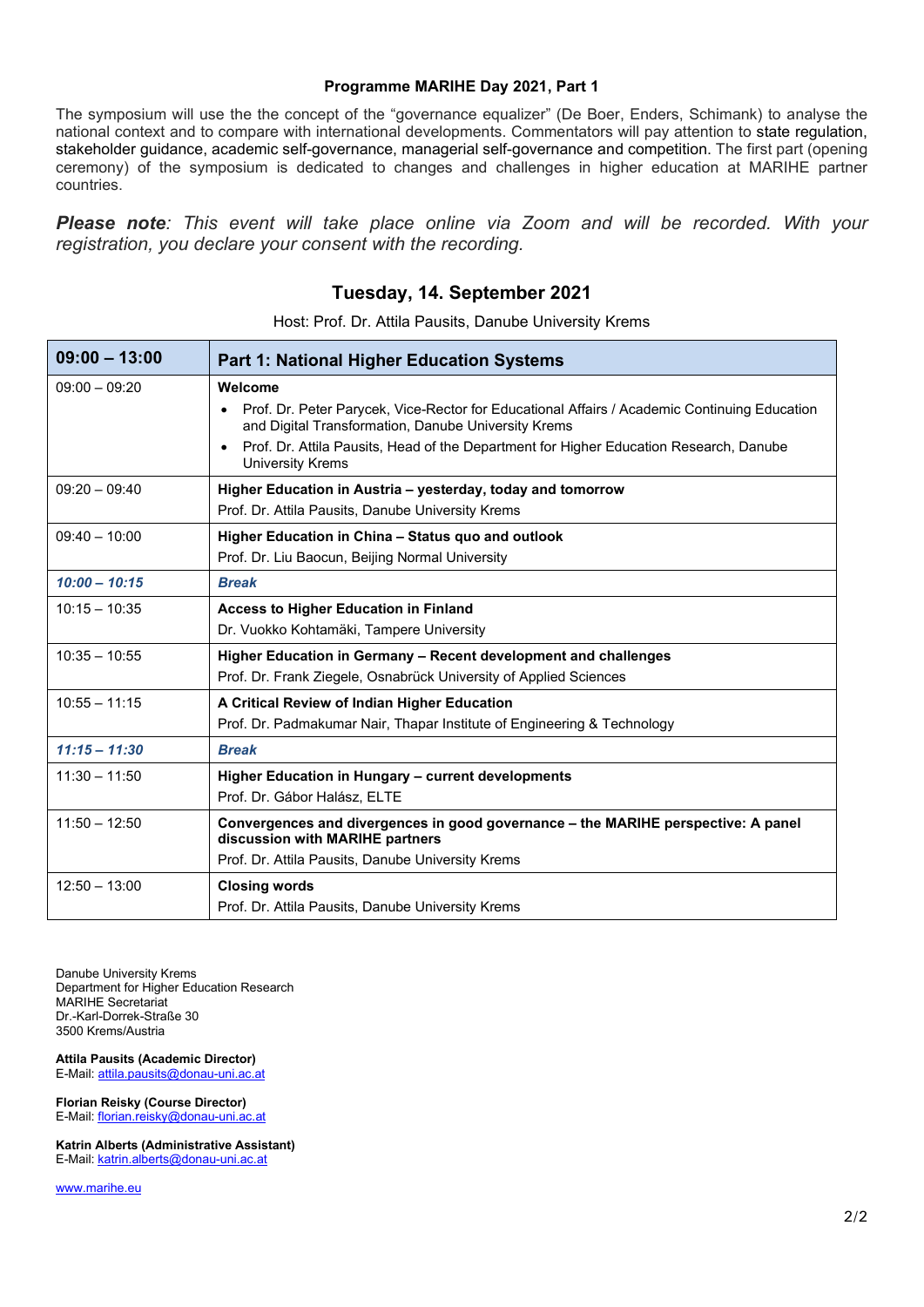**Programme MARIHE Day 2021, Part 1**

The symposium will use the the concept of the "governance equalizer" (De Boer, Enders, Schimank) to analyse the national context and to compare with international developments. Commentators will pay attention to state regulation, stakeholder guidance, academic self-governance, managerial self-governance and competition. The first part (opening ceremony) of the symposium is dedicated to changes and challenges in higher education at MARIHE partner countries.

***Please note**: This event will take place online via Zoom and will be recorded. With your registration, you declare your consent with the recording.*

## Tuesday, 14. September 2021

Host: Prof. Dr. Attila Pausits, Danube University Krems

| **09:00 – 13:00** | **Part 1: National Higher Education Systems** |
|---|---|
| 09:00 – 09:20 | **Welcome**<br>• Prof. Dr. Peter Parycek, Vice-Rector for Educational Affairs / Academic Continuing Education and Digital Transformation, Danube University Krems<br>• Prof. Dr. Attila Pausits, Head of the Department for Higher Education Research, Danube University Krems |
| 09:20 – 09:40 | **Higher Education in Austria – yesterday, today and tomorrow**<br>Prof. Dr. Attila Pausits, Danube University Krems |
| 09:40 – 10:00 | **Higher Education in China – Status quo and outlook**<br>Prof. Dr. Liu Baocun, Beijing Normal University |
| ***10:00 – 10:15*** | ***Break*** |
| 10:15 – 10:35 | **Access to Higher Education in Finland**<br>Dr. Vuokko Kohtamäki, Tampere University |
| 10:35 – 10:55 | **Higher Education in Germany – Recent development and challenges**<br>Prof. Dr. Frank Ziegele, Osnabrück University of Applied Sciences |
| 10:55 – 11:15 | **A Critical Review of Indian Higher Education**<br>Prof. Dr. Padmakumar Nair, Thapar Institute of Engineering & Technology |
| ***11:15 – 11:30*** | ***Break*** |
| 11:30 – 11:50 | **Higher Education in Hungary – current developments**<br>Prof. Dr. Gábor Halász, ELTE |
| 11:50 – 12:50 | **Convergences and divergences in good governance – the MARIHE perspective: A panel discussion with MARIHE partners**<br>Prof. Dr. Attila Pausits, Danube University Krems |
| 12:50 – 13:00 | **Closing words**<br>Prof. Dr. Attila Pausits, Danube University Krems |

Danube University Krems
Department for Higher Education Research
MARIHE Secretariat
Dr.-Karl-Dorrek-Straße 30
3500 Krems/Austria

**Attila Pausits (Academic Director)**
E-Mail: attila.pausits@donau-uni.ac.at

**Florian Reisky (Course Director)**
E-Mail: florian.reisky@donau-uni.ac.at

**Katrin Alberts (Administrative Assistant)**
E-Mail: katrin.alberts@donau-uni.ac.at

www.marihe.eu